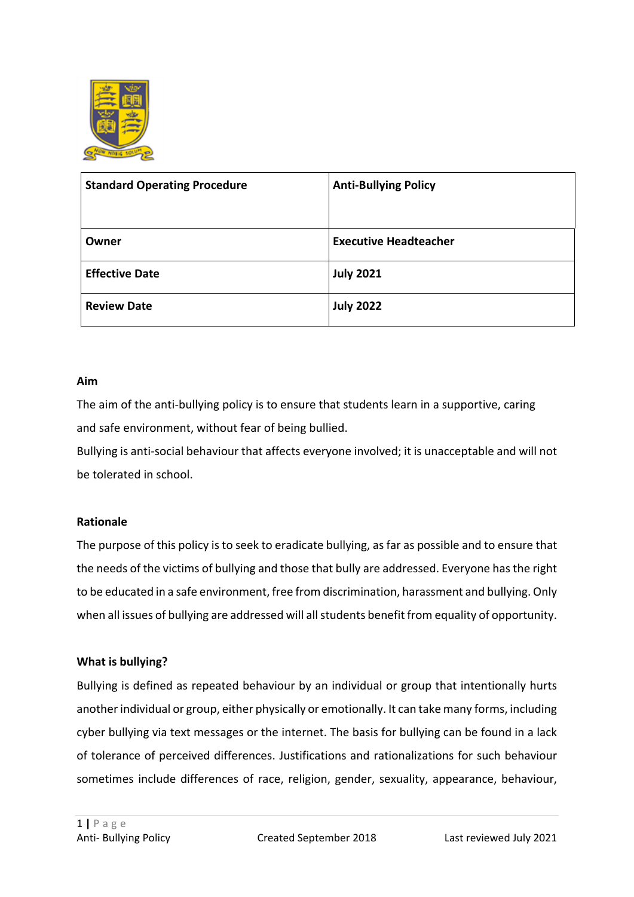| Standard Operating Procedure | Anti-Bullying Policy |
|---|---|
| Owner | Executive Headteacher |
| Effective Date | July 2021 |
| Review Date | July 2022 |

**Aim**

The aim of the anti-bullying policy is to ensure that students learn in a supportive, caring and safe environment, without fear of being bullied.

Bullying is anti-social behaviour that affects everyone involved; it is unacceptable and will not be tolerated in school.

**Rationale**

The purpose of this policy is to seek to eradicate bullying, as far as possible and to ensure that the needs of the victims of bullying and those that bully are addressed. Everyone has the right to be educated in a safe environment, free from discrimination, harassment and bullying. Only when all issues of bullying are addressed will all students benefit from equality of opportunity.

**What is bullying?**

Bullying is defined as repeated behaviour by an individual or group that intentionally hurts another individual or group, either physically or emotionally. It can take many forms, including cyber bullying via text messages or the internet. The basis for bullying can be found in a lack of tolerance of perceived differences. Justifications and rationalizations for such behaviour sometimes include differences of race, religion, gender, sexuality, appearance, behaviour,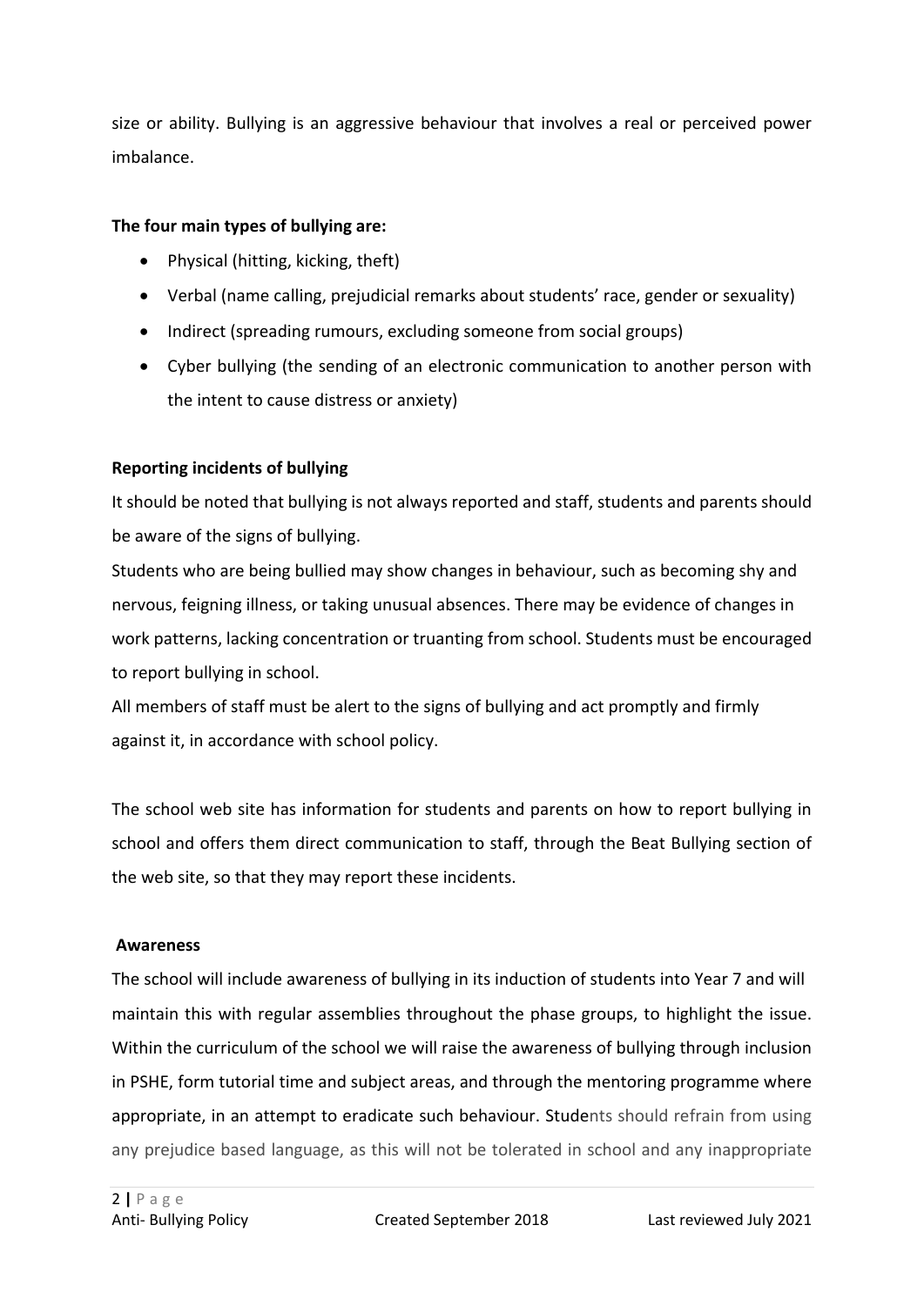size or ability. Bullying is an aggressive behaviour that involves a real or perceived power imbalance.

**The four main types of bullying are:**

- Physical (hitting, kicking, theft)
- Verbal (name calling, prejudicial remarks about students' race, gender or sexuality)
- Indirect (spreading rumours, excluding someone from social groups)
- Cyber bullying (the sending of an electronic communication to another person with the intent to cause distress or anxiety)

**Reporting incidents of bullying**

It should be noted that bullying is not always reported and staff, students and parents should be aware of the signs of bullying.

Students who are being bullied may show changes in behaviour, such as becoming shy and nervous, feigning illness, or taking unusual absences. There may be evidence of changes in work patterns, lacking concentration or truanting from school. Students must be encouraged to report bullying in school.

All members of staff must be alert to the signs of bullying and act promptly and firmly against it, in accordance with school policy.

The school web site has information for students and parents on how to report bullying in school and offers them direct communication to staff, through the Beat Bullying section of the web site, so that they may report these incidents.

**Awareness**

The school will include awareness of bullying in its induction of students into Year 7 and will maintain this with regular assemblies throughout the phase groups, to highlight the issue. Within the curriculum of the school we will raise the awareness of bullying through inclusion in PSHE, form tutorial time and subject areas, and through the mentoring programme where appropriate, in an attempt to eradicate such behaviour. Students should refrain from using any prejudice based language, as this will not be tolerated in school and any inappropriate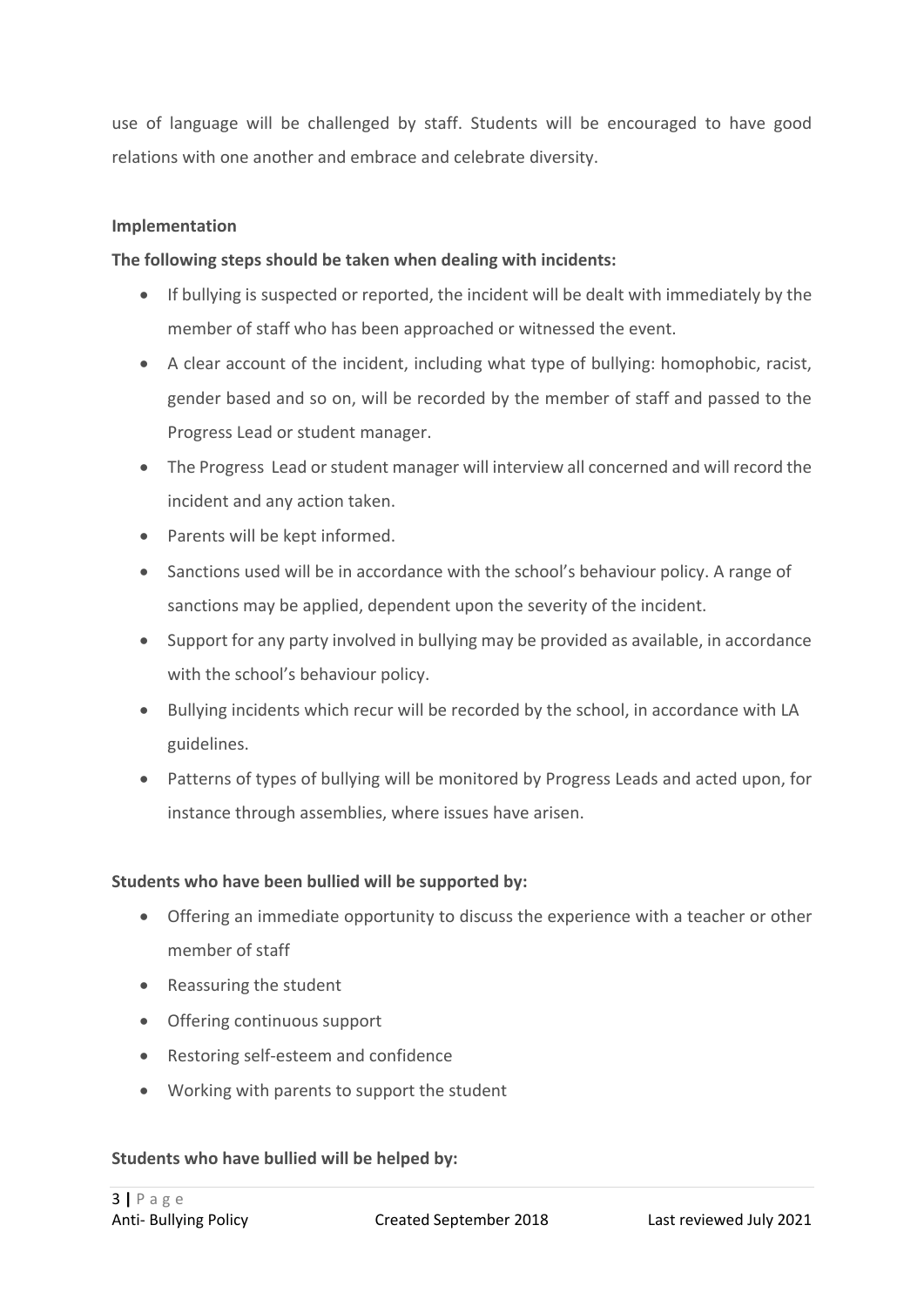use of language will be challenged by staff. Students will be encouraged to have good relations with one another and embrace and celebrate diversity.

**Implementation**

**The following steps should be taken when dealing with incidents:**

- If bullying is suspected or reported, the incident will be dealt with immediately by the member of staff who has been approached or witnessed the event.
- A clear account of the incident, including what type of bullying: homophobic, racist, gender based and so on, will be recorded by the member of staff and passed to the Progress Lead or student manager.
- The Progress Lead or student manager will interview all concerned and will record the incident and any action taken.
- Parents will be kept informed.
- Sanctions used will be in accordance with the school's behaviour policy. A range of sanctions may be applied, dependent upon the severity of the incident.
- Support for any party involved in bullying may be provided as available, in accordance with the school's behaviour policy.
- Bullying incidents which recur will be recorded by the school, in accordance with LA guidelines.
- Patterns of types of bullying will be monitored by Progress Leads and acted upon, for instance through assemblies, where issues have arisen.

**Students who have been bullied will be supported by:**

- Offering an immediate opportunity to discuss the experience with a teacher or other member of staff
- Reassuring the student
- Offering continuous support
- Restoring self-esteem and confidence
- Working with parents to support the student

**Students who have bullied will be helped by:**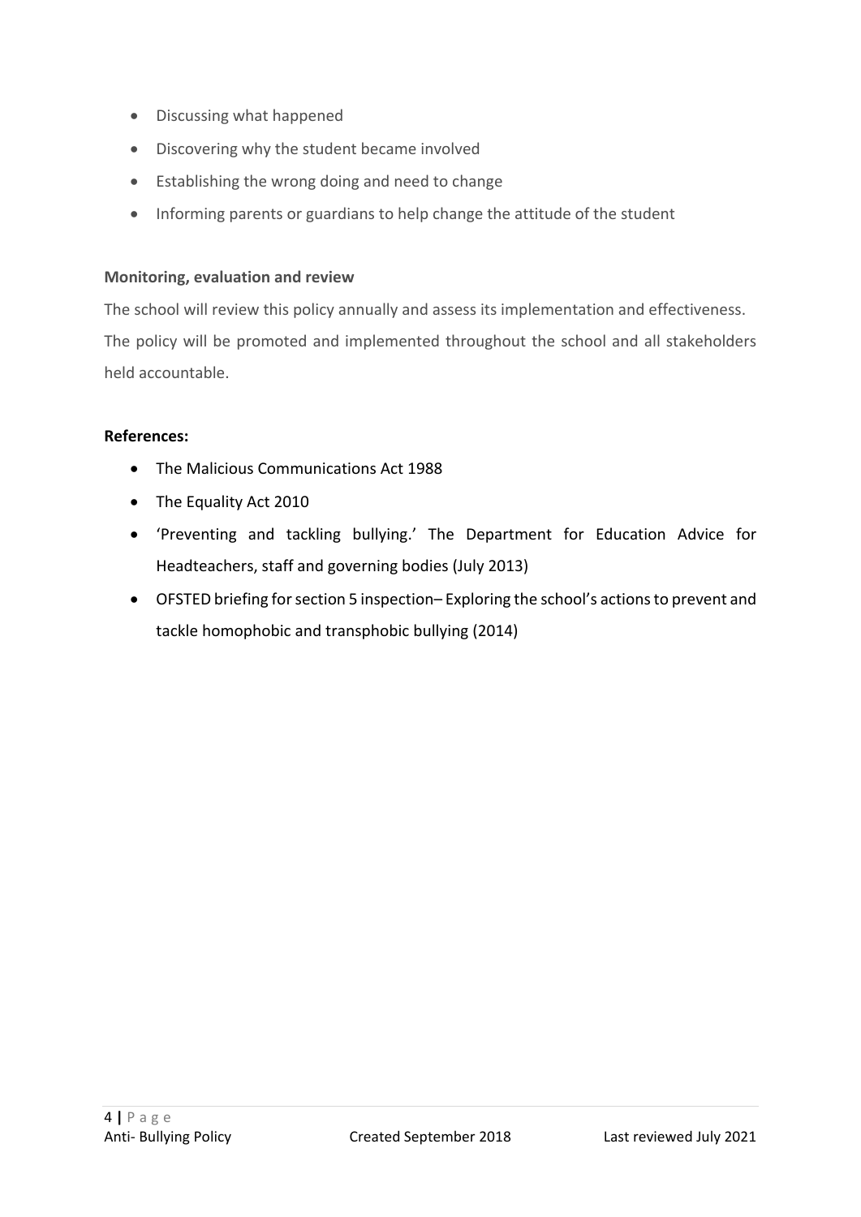- Discussing what happened
- Discovering why the student became involved
- Establishing the wrong doing and need to change
- Informing parents or guardians to help change the attitude of the student

**Monitoring, evaluation and review**

The school will review this policy annually and assess its implementation and effectiveness. The policy will be promoted and implemented throughout the school and all stakeholders held accountable.

**References:**

- The Malicious Communications Act 1988
- The Equality Act 2010
- 'Preventing and tackling bullying.' The Department for Education Advice for Headteachers, staff and governing bodies (July 2013)
- OFSTED briefing for section 5 inspection– Exploring the school's actions to prevent and tackle homophobic and transphobic bullying (2014)